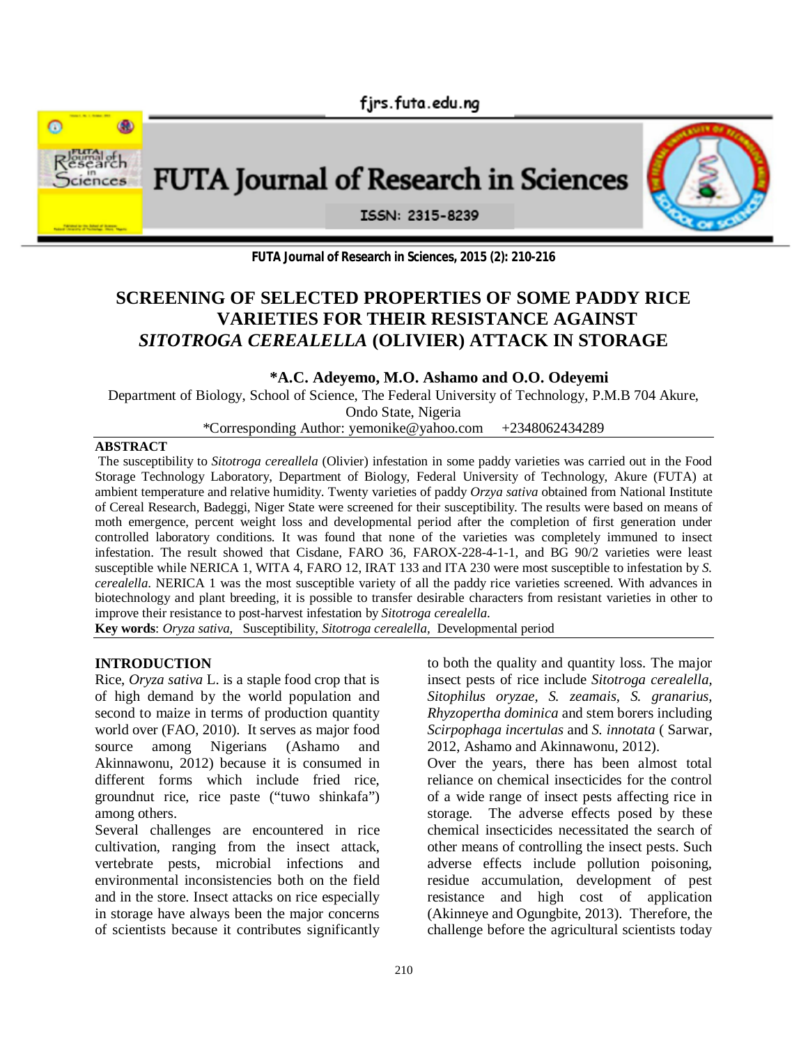# SCREENING OF SELECTED PROPERTIES OF SOME PADDY RICE VARIETIES FOR THEIR RESISTANCE AGAINST *SITOTROGA CEREALELLA* (OLIVIER) ATTACK IN STORAGE

**\*A.C. Adeyemo, M.O. Ashamo and O.O. Odeyemi**

Department of Biology, School of Science, The Federal University of Technology, P.M.B 704 Akure, Ondo State, Nigeria

\*Corresponding Author: yemonike@yahoo.com +2348062434289

## ABSTRACT

The susceptibility to *Sitotroga cereallela* (Olivier) infestation in some paddy varieties was carried out in the Food Storage Technology Laboratory, Department of Biology, Federal University of Technology, Akure (FUTA) at ambient temperature and relative humidity. Twenty varieties of paddy *Orzya sativa* obtained from National Institute of Cereal Research, Badeggi, Niger State were screened for their susceptibility. The results were based on means of moth emergence, percent weight loss and developmental period after the completion of first generation under controlled laboratory conditions. It was found that none of the varieties was completely immuned to insect infestation. The result showed that Cisdane, FARO 36, FAROX-228-4-1-1, and BG 90/2 varieties were least susceptible while NERICA 1, WITA 4, FARO 12, IRAT 133 and ITA 230 were most susceptible to infestation by *S. cerealella*. NERICA 1 was the most susceptible variety of all the paddy rice varieties screened. With advances in biotechnology and plant breeding, it is possible to transfer desirable characters from resistant varieties in other to improve their resistance to post-harvest infestation by *Sitotroga cerealella.*

**Key words**: *Oryza sativa,* Susceptibility, *Sitotroga cerealella,* Developmental period

## INTRODUCTION

Rice, *Oryza sativa* L. is a staple food crop that is of high demand by the world population and second to maize in terms of production quantity world over (FAO, 2010). It serves as major food source among Nigerians (Ashamo and Akinnawonu, 2012) because it is consumed in different forms which include fried rice, groundnut rice, rice paste ("tuwo shinkafa") among others.

Several challenges are encountered in rice cultivation, ranging from the insect attack, vertebrate pests, microbial infections and environmental inconsistencies both on the field and in the store. Insect attacks on rice especially in storage have always been the major concerns of scientists because it contributes significantly to both the quality and quantity loss. The major insect pests of rice include *Sitotroga cerealella, Sitophilus oryzae, S. zeamais, S. granarius, Rhyzopertha dominica* and stem borers including *Scirpophaga incertulas* and *S. innotata* ( Sarwar, 2012, Ashamo and Akinnawonu, 2012).

Over the years, there has been almost total reliance on chemical insecticides for the control of a wide range of insect pests affecting rice in storage. The adverse effects posed by these chemical insecticides necessitated the search of other means of controlling the insect pests. Such adverse effects include pollution poisoning, residue accumulation, development of pest resistance and high cost of application (Akinneye and Ogungbite, 2013). Therefore, the challenge before the agricultural scientists today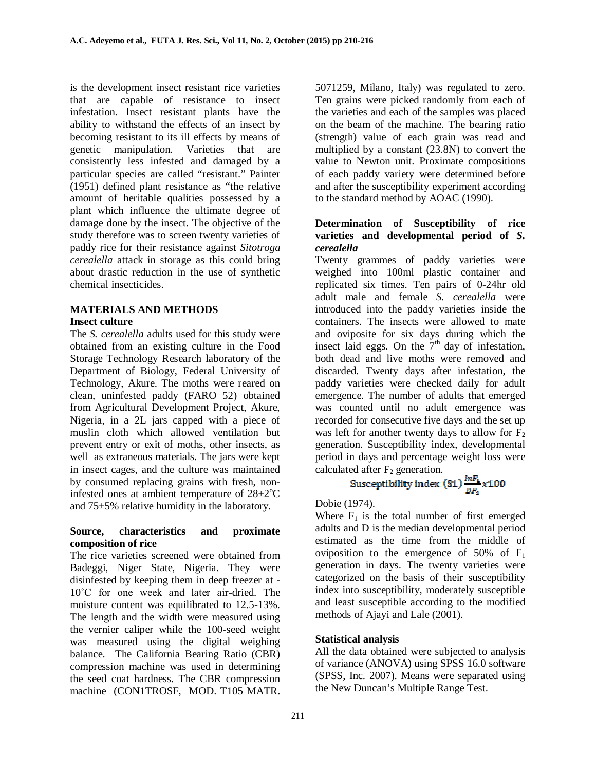is the development insect resistant rice varieties that are capable of resistance to insect infestation. Insect resistant plants have the ability to withstand the effects of an insect by becoming resistant to its ill effects by means of genetic manipulation. Varieties that are consistently less infested and damaged by a particular species are called "resistant." Painter (1951) defined plant resistance as "the relative amount of heritable qualities possessed by a plant which influence the ultimate degree of damage done by the insect. The objective of the study therefore was to screen twenty varieties of paddy rice for their resistance against *Sitotroga cerealella* attack in storage as this could bring about drastic reduction in the use of synthetic chemical insecticides.

## MATERIALS AND METHODS

### Insect culture

The *S. cerealella* adults used for this study were obtained from an existing culture in the Food Storage Technology Research laboratory of the Department of Biology, Federal University of Technology, Akure. The moths were reared on clean, uninfested paddy (FARO 52) obtained from Agricultural Development Project, Akure, Nigeria, in a 2L jars capped with a piece of muslin cloth which allowed ventilation but prevent entry or exit of moths, other insects, as well as extraneous materials. The jars were kept in insect cages, and the culture was maintained by consumed replacing grains with fresh, non-infested ones at ambient temperature of 28±2°C and 75±5% relative humidity in the laboratory.

### Source, characteristics and proximate composition of rice

The rice varieties screened were obtained from Badeggi, Niger State, Nigeria. They were disinfested by keeping them in deep freezer at -10˚C for one week and later air-dried. The moisture content was equilibrated to 12.5-13%. The length and the width were measured using the vernier caliper while the 100-seed weight was measured using the digital weighing balance. The California Bearing Ratio (CBR) compression machine was used in determining the seed coat hardness. The CBR compression machine (CON1TROSF, MOD. T105 MATR. 5071259, Milano, Italy) was regulated to zero. Ten grains were picked randomly from each of the varieties and each of the samples was placed on the beam of the machine. The bearing ratio (strength) value of each grain was read and multiplied by a constant (23.8N) to convert the value to Newton unit. Proximate compositions of each paddy variety were determined before and after the susceptibility experiment according to the standard method by AOAC (1990).

### Determination of Susceptibility of rice varieties and developmental period of *S. cerealella*

Twenty grammes of paddy varieties were weighed into 100ml plastic container and replicated six times. Ten pairs of 0-24hr old adult male and female *S. cerealella* were introduced into the paddy varieties inside the containers. The insects were allowed to mate and oviposite for six days during which the insect laid eggs. On the 7th day of infestation, both dead and live moths were removed and discarded. Twenty days after infestation, the paddy varieties were checked daily for adult emergence. The number of adults that emerged was counted until no adult emergence was recorded for consecutive five days and the set up was left for another twenty days to allow for $F_2$ generation. Susceptibility index, developmental period in days and percentage weight loss were calculated after $F_2$ generation.

$$\text{Susceptibility index (SI)} \frac{lnF_1}{DF_1} x100$$

Dobie (1974).

Where $F_1$ is the total number of first emerged adults and D is the median developmental period estimated as the time from the middle of oviposition to the emergence of 50% of $F_1$ generation in days. The twenty varieties were categorized on the basis of their susceptibility index into susceptibility, moderately susceptible and least susceptible according to the modified methods of Ajayi and Lale (2001).

### Statistical analysis

All the data obtained were subjected to analysis of variance (ANOVA) using SPSS 16.0 software (SPSS, Inc. 2007). Means were separated using the New Duncan's Multiple Range Test.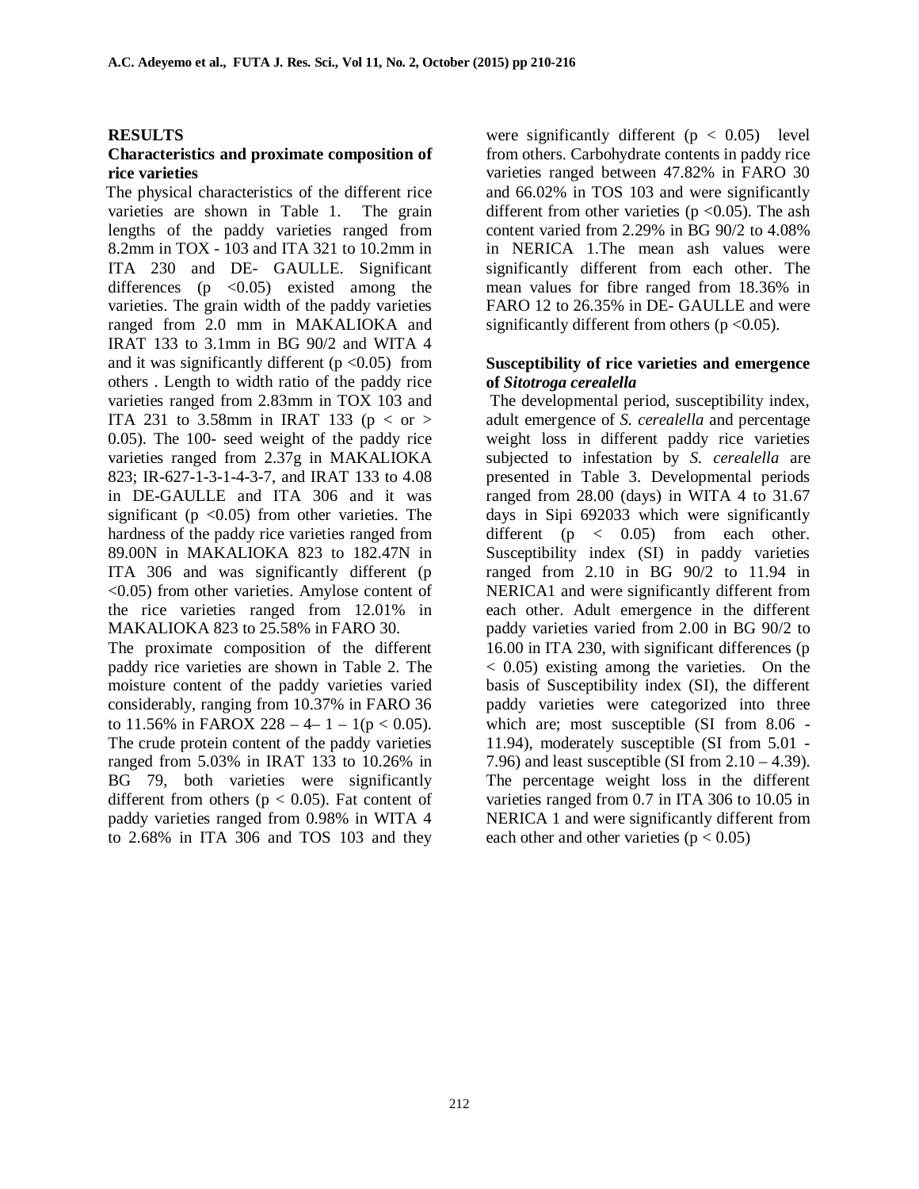## RESULTS

### Characteristics and proximate composition of rice varieties

The physical characteristics of the different rice varieties are shown in Table 1. The grain lengths of the paddy varieties ranged from 8.2mm in TOX - 103 and ITA 321 to 10.2mm in ITA 230 and DE- GAULLE. Significant differences ($p < 0.05$) existed among the varieties. The grain width of the paddy varieties ranged from 2.0 mm in MAKALIOKA and IRAT 133 to 3.1mm in BG 90/2 and WITA 4 and it was significantly different ($p < 0.05$) from others . Length to width ratio of the paddy rice varieties ranged from 2.83mm in TOX 103 and ITA 231 to 3.58mm in IRAT 133 ($p <$ or $>$ 0.05). The 100- seed weight of the paddy rice varieties ranged from 2.37g in MAKALIOKA 823; IR-627-1-3-1-4-3-7, and IRAT 133 to 4.08 in DE-GAULLE and ITA 306 and it was significant ($p < 0.05$) from other varieties. The hardness of the paddy rice varieties ranged from 89.00N in MAKALIOKA 823 to 182.47N in ITA 306 and was significantly different ($p < 0.05$) from other varieties. Amylose content of the rice varieties ranged from 12.01% in MAKALIOKA 823 to 25.58% in FARO 30.

The proximate composition of the different paddy rice varieties are shown in Table 2. The moisture content of the paddy varieties varied considerably, ranging from 10.37% in FARO 36 to 11.56% in FAROX 228 – 4– 1 – 1($p < 0.05$). The crude protein content of the paddy varieties ranged from 5.03% in IRAT 133 to 10.26% in BG 79, both varieties were significantly different from others ($p < 0.05$). Fat content of paddy varieties ranged from 0.98% in WITA 4 to 2.68% in ITA 306 and TOS 103 and they were significantly different ($p < 0.05$) level from others. Carbohydrate contents in paddy rice varieties ranged between 47.82% in FARO 30 and 66.02% in TOS 103 and were significantly different from other varieties ($p < 0.05$). The ash content varied from 2.29% in BG 90/2 to 4.08% in NERICA 1.The mean ash values were significantly different from each other. The mean values for fibre ranged from 18.36% in FARO 12 to 26.35% in DE- GAULLE and were significantly different from others ($p < 0.05$).

### Susceptibility of rice varieties and emergence of *Sitotroga cerealella*

The developmental period, susceptibility index, adult emergence of *S. cerealella* and percentage weight loss in different paddy rice varieties subjected to infestation by *S. cerealella* are presented in Table 3. Developmental periods ranged from 28.00 (days) in WITA 4 to 31.67 days in Sipi 692033 which were significantly different ($p < 0.05$) from each other. Susceptibility index (SI) in paddy varieties ranged from 2.10 in BG 90/2 to 11.94 in NERICA1 and were significantly different from each other. Adult emergence in the different paddy varieties varied from 2.00 in BG 90/2 to 16.00 in ITA 230, with significant differences ($p < 0.05$) existing among the varieties. On the basis of Susceptibility index (SI), the different paddy varieties were categorized into three which are; most susceptible (SI from 8.06 - 11.94), moderately susceptible (SI from 5.01 - 7.96) and least susceptible (SI from 2.10 – 4.39). The percentage weight loss in the different varieties ranged from 0.7 in ITA 306 to 10.05 in NERICA 1 and were significantly different from each other and other varieties ($p < 0.05$)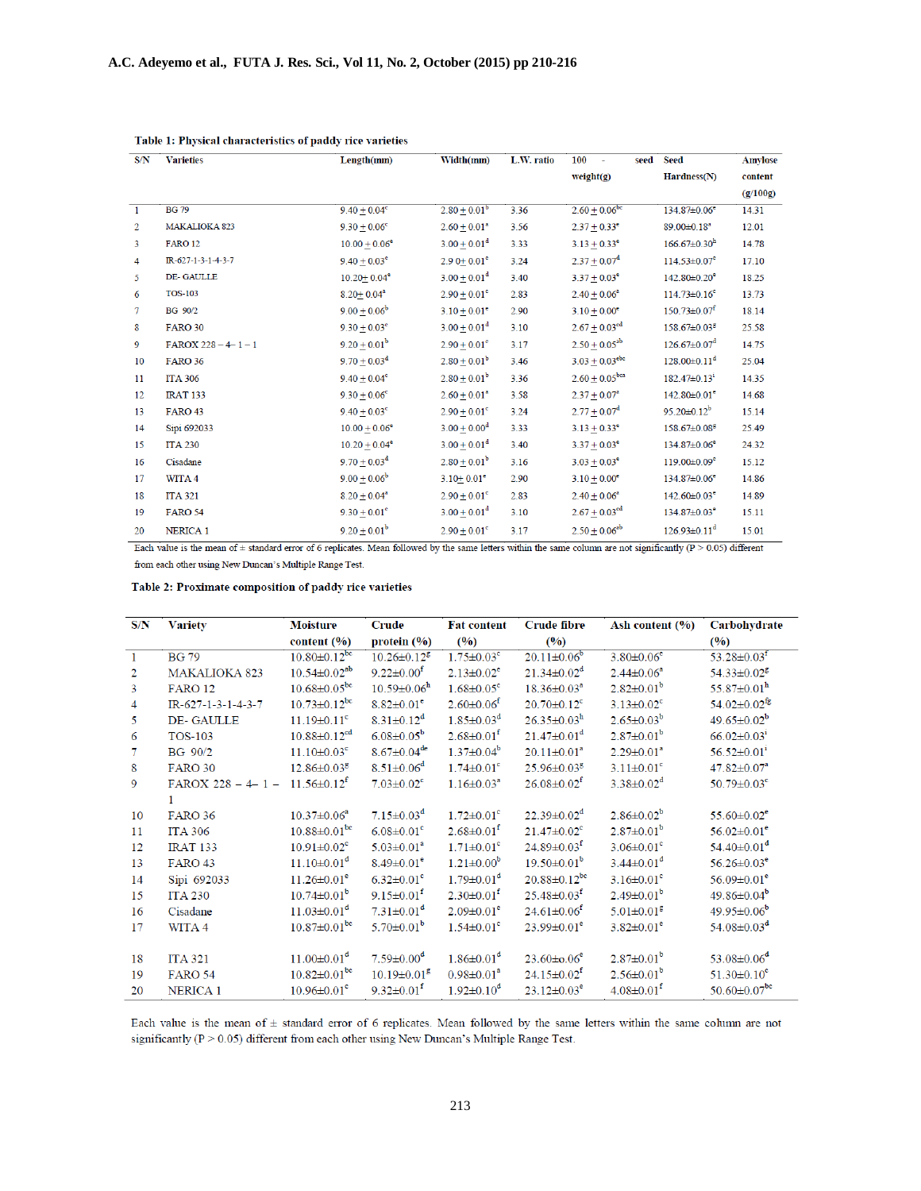**Table 1: Physical characteristics of paddy rice varieties**

| S/N | Varieties | Length(mm) | Width(mm) | L.W. ratio | 100 - seed weight(g) | Seed Hardness(N) | Amylose content (g/100g) |
|---|---|---|---|---|---|---|---|
| 1 | BG 79 | 9.40 ± 0.04[c] | 2.80 ± 0.01[b] | 3.36 | 2.60 ± 0.06[bc] | 134.87±0.06[e] | 14.31 |
| 2 | MAKALIOKA 823 | 9.30 ± 0.06[c] | 2.60 ± 0.01[a] | 3.56 | 2.37 ± 0.33[a] | 89.00±0.18[a] | 12.01 |
| 3 | FARO 12 | 10.00 ± 0.06[e] | 3.00 ± 0.01[d] | 3.33 | 3.13 ± 0.33[e] | 166.67±0.30[h] | 14.78 |
| 4 | IR-627-1-3-1-4-3-7 | 9.40 ± 0.03[c] | 2.9 0± 0.01[c] | 3.24 | 2.37 ± 0.07[d] | 114.53±0.07[c] | 17.10 |
| 5 | DE- GAULLE | 10.20± 0.04[e] | 3.00 ± 0.01[d] | 3.40 | 3.37 ± 0.03[e] | 142.80±0.20[e] | 18.25 |
| 6 | TOS-103 | 8.20± 0.04[a] | 2.90 ± 0.01[c] | 2.83 | 2.40 ± 0.06[a] | 114.73±0.16[c] | 13.73 |
| 7 | BG 90/2 | 9.00 ± 0.06[b] | 3.10 ± 0.01[e] | 2.90 | 3.10 ± 0.00[e] | 150.73±0.07[f] | 18.14 |
| 8 | FARO 30 | 9.30 ± 0.03[c] | 3.00 ± 0.01[d] | 3.10 | 2.67 ± 0.03[cd] | 158.67±0.03[g] | 25.58 |
| 9 | FAROX 228 – 4– 1 – 1 | 9.20 ± 0.01[b] | 2.90 ± 0.01[c] | 3.17 | 2.50 ± 0.05[ab] | 126.67±0.07[d] | 14.75 |
| 10 | FARO 36 | 9.70 ± 0.03[d] | 2.80 ± 0.01[b] | 3.46 | 3.03 ± 0.03[abc] | 128.00±0.11[d] | 25.04 |
| 11 | ITA 306 | 9.40 ± 0.04[c] | 2.80 ± 0.01[b] | 3.36 | 2.60 ± 0.05[bca] | 182.47±0.13[i] | 14.35 |
| 12 | IRAT 133 | 9.30 ± 0.06[c] | 2.60 ± 0.01[a] | 3.58 | 2.37 ± 0.07[a] | 142.80±0.01[e] | 14.68 |
| 13 | FARO 43 | 9.40 ± 0.03[c] | 2.90 ± 0.01[c] | 3.24 | 2.77 ± 0.07[d] | 95.20±0.12[b] | 15.14 |
| 14 | Sipi 692033 | 10.00 ± 0.06[e] | 3.00 ± 0.00[d] | 3.33 | 3.13 ± 0.33[e] | 158.67±0.08[g] | 25.49 |
| 15 | ITA 230 | 10.20 ± 0.04[e] | 3.00 ± 0.01[d] | 3.40 | 3.37 ± 0.03[e] | 134.87±0.06[e] | 24.32 |
| 16 | Cisadane | 9.70 ± 0.03[d] | 2.80 ± 0.01[b] | 3.16 | 3.03 ± 0.03[e] | 119.00±0.09[c] | 15.12 |
| 17 | WITA 4 | 9.00 ± 0.06[b] | 3.10± 0.01[e] | 2.90 | 3.10 ± 0.00[e] | 134.87±0.06[e] | 14.86 |
| 18 | ITA 321 | 8.20 ± 0.04[a] | 2.90 ± 0.01[c] | 2.83 | 2.40 ± 0.06[a] | 142.60±0.03[e] | 14.89 |
| 19 | FARO 54 | 9.30 ± 0.01[c] | 3.00 ± 0.01[d] | 3.10 | 2.67 ± 0.03[cd] | 134.87±0.03[e] | 15.11 |
| 20 | NERICA 1 | 9.20 ± 0.01[b] | 2.90 ± 0.01[c] | 3.17 | 2.50 ± 0.06[ab] | 126.93±0.11[d] | 15.01 |

Each value is the mean of ± standard error of 6 replicates. Mean followed by the same letters within the same column are not significantly ($P > 0.05$) different from each other using New Duncan's Multiple Range Test.

**Table 2: Proximate composition of paddy rice varieties**

| S/N | Variety | Moisture content (%) | Crude protein (%) | Fat content (%) | Crude fibre (%) | Ash content (%) | Carbohydrate (%) |
|---|---|---|---|---|---|---|---|
| 1 | BG 79 | 10.80±0.12[bc] | 10.26±0.12[g] | 1.75±0.03[c] | 20.11±0.06[b] | 3.80±0.06[e] | 53.28±0.03[f] |
| 2 | MAKALIOKA 823 | 10.54±0.02[ab] | 9.22±0.00[f] | 2.13±0.02[e] | 21.34±0.02[d] | 2.44±0.06[a] | 54.33±0.02[g] |
| 3 | FARO 12 | 10.68±0.05[bc] | 10.59±0.06[h] | 1.68±0.05[c] | 18.36±0.03[a] | 2.82±0.01[b] | 55.87±0.01[h] |
| 4 | IR-627-1-3-1-4-3-7 | 10.73±0.12[bc] | 8.82±0.01[e] | 2.60±0.06[f] | 20.70±0.12[c] | 3.13±0.02[c] | 54.02±0.02[fg] |
| 5 | DE- GAULLE | 11.19±0.11[c] | 8.31±0.12[d] | 1.85±0.03[d] | 26.35±0.03[h] | 2.65±0.03[b] | 49.65±0.02[b] |
| 6 | TOS-103 | 10.88±0.12[cd] | 6.08±0.05[b] | 2.68±0.01[f] | 21.47±0.01[d] | 2.87±0.01[b] | 66.02±0.03[i] |
| 7 | BG 90/2 | 11.10±0.03[c] | 8.67±0.04[de] | 1.37±0.04[b] | 20.11±0.01[a] | 2.29±0.01[a] | 56.52±0.01[i] |
| 8 | FARO 30 | 12.86±0.03[g] | 8.51±0.06[d] | 1.74±0.01[c] | 25.96±0.03[g] | 3.11±0.01[c] | 47.82±0.07[a] |
| 9 | FAROX 228 – 4– 1 – 1 | 11.56±0.12[f] | 7.03±0.02[c] | 1.16±0.03[a] | 26.08±0.02[f] | 3.38±0.02[d] | 50.79±0.03[c] |
| 10 | FARO 36 | 10.37±0.06[a] | 7.15±0.03[d] | 1.72±0.01[c] | 22.39±0.02[d] | 2.86±0.02[b] | 55.60±0.02[e] |
| 11 | ITA 306 | 10.88±0.01[bc] | 6.08±0.01[c] | 2.68±0.01[f] | 21.47±0.02[c] | 2.87±0.01[b] | 56.02±0.01[e] |
| 12 | IRAT 133 | 10.91±0.02[c] | 5.03±0.01[a] | 1.71±0.01[c] | 24.89±0.03[f] | 3.06±0.01[c] | 54.40±0.01[d] |
| 13 | FARO 43 | 11.10±0.01[d] | 8.49±0.01[e] | 1.21±0.00[b] | 19.50±0.01[b] | 3.44±0.01[d] | 56.26±0.03[e] |
| 14 | Sipi 692033 | 11.26±0.01[e] | 6.32±0.01[c] | 1.79±0.01[d] | 20.88±0.12[bc] | 3.16±0.01[c] | 56.09±0.01[e] |
| 15 | ITA 230 | 10.74±0.01[b] | 9.15±0.01[f] | 2.30±0.01[f] | 25.48±0.03[f] | 2.49±0.01[b] | 49.86±0.04[b] |
| 16 | Cisadane | 11.03±0.01[d] | 7.31±0.01[d] | 2.09±0.01[e] | 24.61±0.06[f] | 5.01±0.01[g] | 49.95±0.06[b] |
| 17 | WITA 4 | 10.87±0.01[bc] | 5.70±0.01[b] | 1.54±0.01[c] | 23.99±0.01[e] | 3.82±0.01[e] | 54.08±0.03[d] |
| 18 | ITA 321 | 11.00±0.01[d] | 7.59±0.00[d] | 1.86±0.01[d] | 23.60±o.06[e] | 2.87±0.01[b] | 53.08±0.06[d] |
| 19 | FARO 54 | 10.82±0.01[bc] | 10.19±0.01[g] | 0.98±0.01[a] | 24.15±0.02[f] | 2.56±0.01[b] | 51.30±0.10[c] |
| 20 | NERICA 1 | 10.96±0.01[c] | 9.32±0.01[f] | 1.92±0.10[d] | 23.12±0.03[e] | 4.08±0.01[f] | 50.60±0.07[bc] |

Each value is the mean of ± standard error of 6 replicates. Mean followed by the same letters within the same column are not significantly ($P > 0.05$) different from each other using New Duncan's Multiple Range Test.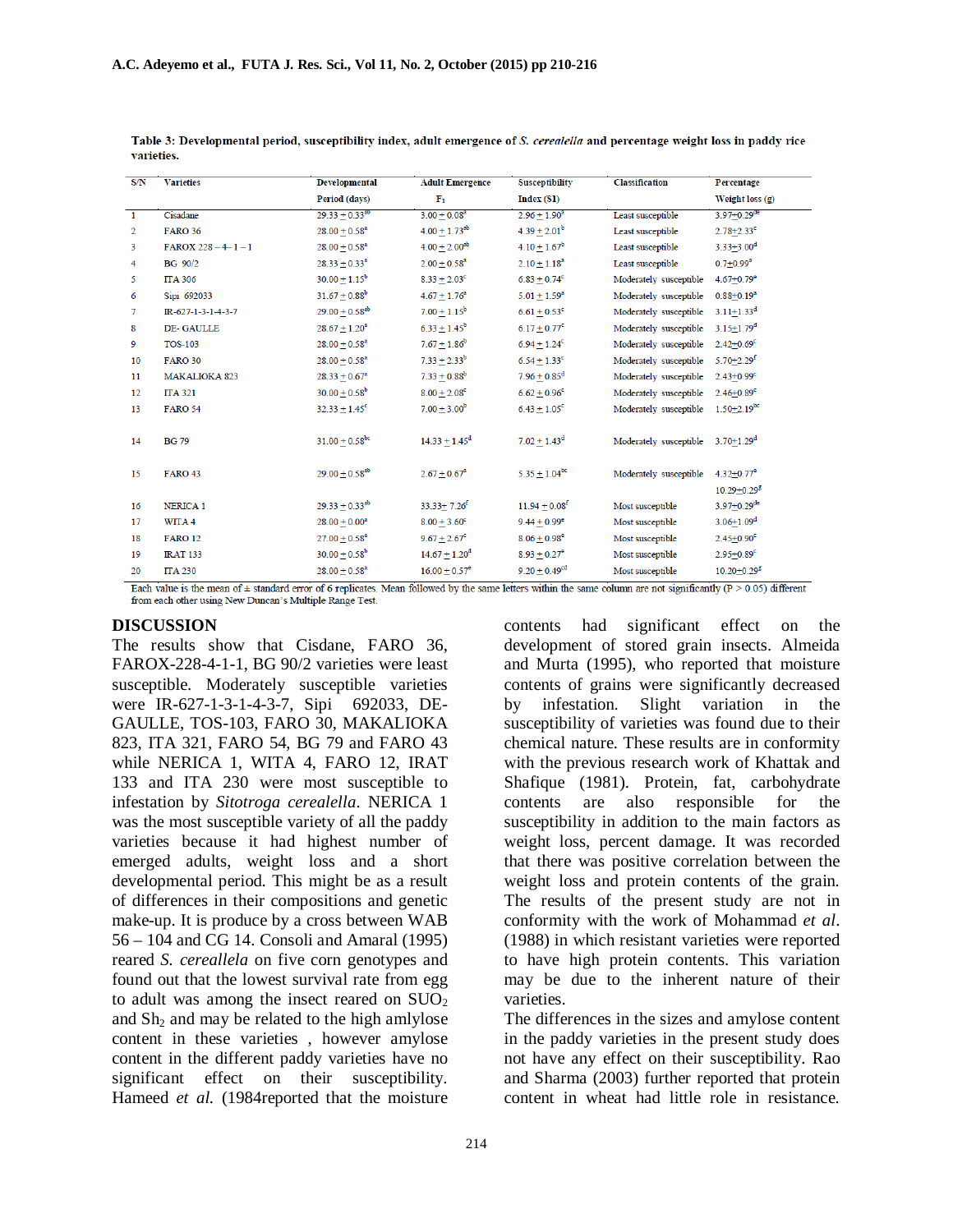**Table 3: Developmental period, susceptibility index, adult emergence of *S. cerealella* and percentage weight loss in paddy rice varieties.**

| S/N | Varieties | Developmental Period (days) | Adult Emergence $F_1$ | Susceptibility Index (SI) | Classification | Percentage Weight loss (g) |
|---|---|---|---|---|---|---|
| 1 | Cisadane | $29.33 \pm 0.33^{ab}$ | $3.00 \pm 0.08^{a}$ | $2.96 \pm 1.90^{a}$ | Least susceptible | $3.97 \pm 0.29^{de}$ |
| 2 | FARO 36 | $28.00 \pm 0.58^{a}$ | $4.00 \pm 1.73^{ab}$ | $4.39 \pm 2.01^{b}$ | Least susceptible | $2.78 \pm 2.33^{c}$ |
| 3 | FAROX 228 – 4– 1 – 1 | $28.00 \pm 0.58^{a}$ | $4.00 \pm 2.00^{ab}$ | $4.10 \pm 1.67^{b}$ | Least susceptible | $3.33 \pm 3.00^{d}$ |
| 4 | BG 90/2 | $28.33 \pm 0.33^{a}$ | $2.00 \pm 0.58^{a}$ | $2.10 \pm 1.18^{a}$ | Least susceptible | $0.7 \pm 0.99^{a}$ |
| 5 | ITA 306 | $30.00 \pm 1.15^{b}$ | $8.33 \pm 2.03^{c}$ | $6.83 \pm 0.74^{c}$ | Moderately susceptible | $4.67 \pm 0.79^{e}$ |
| 6 | Sipi 692033 | $31.67 \pm 0.88^{b}$ | $4.67 \pm 1.76^{a}$ | $5.01 \pm 1.59^{a}$ | Moderately susceptible | $0.88 \pm 0.19^{a}$ |
| 7 | IR-627-1-3-1-4-3-7 | $29.00 \pm 0.58^{ab}$ | $7.00 \pm 1.15^{b}$ | $6.61 \pm 0.53^{c}$ | Moderately susceptible | $3.11 \pm 1.33^{d}$ |
| 8 | DE- GAULLE | $28.67 \pm 1.20^{a}$ | $6.33 \pm 1.45^{b}$ | $6.17 \pm 0.77^{c}$ | Moderately susceptible | $3.15 \pm 1.79^{d}$ |
| 9 | TOS-103 | $28.00 \pm 0.58^{a}$ | $7.67 \pm 1.86^{b}$ | $6.94 \pm 1.24^{c}$ | Moderately susceptible | $2.42 \pm 0.09^{c}$ |
| 10 | FARO 30 | $28.00 \pm 0.58^{a}$ | $7.33 \pm 2.33^{b}$ | $6.54 \pm 1.33^{c}$ | Moderately susceptible | $5.70 \pm 2.29^{f}$ |
| 11 | MAKALIOKA 823 | $28.33 \pm 0.67^{a}$ | $7.33 \pm 0.88^{b}$ | $7.96 \pm 0.85^{d}$ | Moderately susceptible | $2.43 \pm 0.99^{c}$ |
| 12 | ITA 321 | $30.00 \pm 0.58^{b}$ | $8.00 \pm 2.08^{c}$ | $6.62 \pm 0.96^{c}$ | Moderately susceptible | $2.46 \pm 0.89^{c}$ |
| 13 | FARO 54 | $32.33 \pm 1.45^{c}$ | $7.00 \pm 3.00^{b}$ | $6.43 \pm 1.05^{c}$ | Moderately susceptible | $1.50 \pm 2.19^{bc}$ |
| 14 | BG 79 | $31.00 \pm 0.58^{bc}$ | $14.33 \pm 1.45^{d}$ | $7.02 \pm 1.43^{d}$ | Moderately susceptible | $3.70 \pm 1.29^{d}$ |
| 15 | FARO 43 | $29.00 \pm 0.58^{ab}$ | $2.67 \pm 0.67^{a}$ | $5.35 \pm 1.04^{bc}$ | Moderately susceptible | $4.32 \pm 0.77^{e}$ |
| | | | | | | $10.29 \pm 0.29^{g}$ |
| 16 | NERICA 1 | $29.33 \pm 0.33^{ab}$ | $33.33 \pm 7.26^{f}$ | $11.94 \pm 0.08^{f}$ | Most susceptible | $3.97 \pm 0.29^{de}$ |
| 17 | WITA 4 | $28.00 \pm 0.00^{a}$ | $8.00 \pm 3.60^{c}$ | $9.44 \pm 0.99^{e}$ | Most susceptible | $3.06 \pm 1.09^{d}$ |
| 18 | FARO 12 | $27.00 \pm 0.58^{a}$ | $9.67 \pm 2.67^{c}$ | $8.06 \pm 0.98^{a}$ | Most susceptible | $2.45 \pm 0.90^{c}$ |
| 19 | IRAT 133 | $30.00 \pm 0.58^{b}$ | $14.67 \pm 1.20^{d}$ | $8.93 \pm 0.27^{e}$ | Most susceptible | $2.95 \pm 0.89^{c}$ |
| 20 | ITA 230 | $28.00 \pm 0.58^{a}$ | $16.00 \pm 0.57^{e}$ | $9.20 \pm 0.49^{cd}$ | Most susceptible | $10.20 \pm 0.29^{g}$ |

Each value is the mean of ± standard error of 6 replicates. Mean followed by the same letters within the same column are not significantly (P > 0.05) different from each other using New Duncan's Multiple Range Test.

## DISCUSSION

The results show that Cisdane, FARO 36, FAROX-228-4-1-1, BG 90/2 varieties were least susceptible. Moderately susceptible varieties were IR-627-1-3-1-4-3-7, Sipi 692033, DE-GAULLE, TOS-103, FARO 30, MAKALIOKA 823, ITA 321, FARO 54, BG 79 and FARO 43 while NERICA 1, WITA 4, FARO 12, IRAT 133 and ITA 230 were most susceptible to infestation by *Sitotroga cerealella*. NERICA 1 was the most susceptible variety of all the paddy varieties because it had highest number of emerged adults, weight loss and a short developmental period. This might be as a result of differences in their compositions and genetic make-up. It is produce by a cross between WAB 56 – 104 and CG 14. Consoli and Amaral (1995) reared *S. cereallela* on five corn genotypes and found out that the lowest survival rate from egg to adult was among the insect reared on $SUO_2$ and $Sh_2$ and may be related to the high amlylose content in these varieties , however amylose content in the different paddy varieties have no significant effect on their susceptibility. Hameed *et al.* (1984reported that the moisture contents had significant effect on the development of stored grain insects. Almeida and Murta (1995), who reported that moisture contents of grains were significantly decreased by infestation. Slight variation in the susceptibility of varieties was found due to their chemical nature. These results are in conformity with the previous research work of Khattak and Shafique (1981). Protein, fat, carbohydrate contents are also responsible for the susceptibility in addition to the main factors as weight loss, percent damage. It was recorded that there was positive correlation between the weight loss and protein contents of the grain. The results of the present study are not in conformity with the work of Mohammad *et al.* (1988) in which resistant varieties were reported to have high protein contents. This variation may be due to the inherent nature of their varieties.

The differences in the sizes and amylose content in the paddy varieties in the present study does not have any effect on their susceptibility. Rao and Sharma (2003) further reported that protein content in wheat had little role in resistance.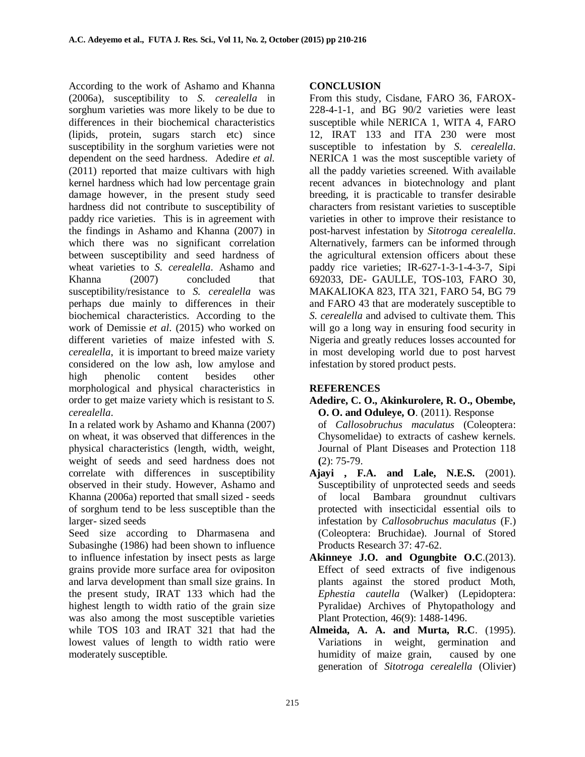According to the work of Ashamo and Khanna (2006a), susceptibility to *S. cerealella* in sorghum varieties was more likely to be due to differences in their biochemical characteristics (lipids, protein, sugars starch etc) since susceptibility in the sorghum varieties were not dependent on the seed hardness. Adedire *et al.* (2011) reported that maize cultivars with high kernel hardness which had low percentage grain damage however, in the present study seed hardness did not contribute to susceptibility of paddy rice varieties. This is in agreement with the findings in Ashamo and Khanna (2007) in which there was no significant correlation between susceptibility and seed hardness of wheat varieties to *S. cerealella*. Ashamo and Khanna (2007) concluded that susceptibility/resistance to *S. cerealella* was perhaps due mainly to differences in their biochemical characteristics. According to the work of Demissie *et al*. (2015) who worked on different varieties of maize infested with *S. cerealella*, it is important to breed maize variety considered on the low ash, low amylose and high phenolic content besides other morphological and physical characteristics in order to get maize variety which is resistant to *S. cerealella*.

In a related work by Ashamo and Khanna (2007) on wheat, it was observed that differences in the physical characteristics (length, width, weight, weight of seeds and seed hardness does not correlate with differences in susceptibility observed in their study. However, Ashamo and Khanna (2006a) reported that small sized - seeds of sorghum tend to be less susceptible than the larger- sized seeds

Seed size according to Dharmasena and Subasinghe (1986) had been shown to influence to influence infestation by insect pests as large grains provide more surface area for ovipositon and larva development than small size grains. In the present study, IRAT 133 which had the highest length to width ratio of the grain size was also among the most susceptible varieties while TOS 103 and IRAT 321 that had the lowest values of length to width ratio were moderately susceptible.

## CONCLUSION

From this study, Cisdane, FARO 36, FAROX-228-4-1-1, and BG 90/2 varieties were least susceptible while NERICA 1, WITA 4, FARO 12, IRAT 133 and ITA 230 were most susceptible to infestation by *S. cerealella*. NERICA 1 was the most susceptible variety of all the paddy varieties screened. With available recent advances in biotechnology and plant breeding, it is practicable to transfer desirable characters from resistant varieties to susceptible varieties in other to improve their resistance to post-harvest infestation by *Sitotroga cerealella*. Alternatively, farmers can be informed through the agricultural extension officers about these paddy rice varieties; IR-627-1-3-1-4-3-7, Sipi 692033, DE- GAULLE, TOS-103, FARO 30, MAKALIOKA 823, ITA 321, FARO 54, BG 79 and FARO 43 that are moderately susceptible to *S. cerealella* and advised to cultivate them. This will go a long way in ensuring food security in Nigeria and greatly reduces losses accounted for in most developing world due to post harvest infestation by stored product pests.

## REFERENCES

**Adedire, C. O., Akinkurolere, R. O., Obembe, O. O. and Oduleye, O**. (2011). Response of *Callosobruchus maculatus* (Coleoptera: Chysomelidae) to extracts of cashew kernels. Journal of Plant Diseases and Protection 118 **(**2): 75-79.

**Ajayi , F.A. and Lale, N.E.S.** (2001). Susceptibility of unprotected seeds and seeds of local Bambara groundnut cultivars protected with insecticidal essential oils to infestation by *Callosobruchus maculatus* (F.) (Coleoptera: Bruchidae). Journal of Stored Products Research 37: 47-62.

**Akinneye J.O. and Ogungbite O.C**.(2013). Effect of seed extracts of five indigenous plants against the stored product Moth, *Ephestia cautella* (Walker) (Lepidoptera: Pyralidae) Archives of Phytopathology and Plant Protection, 46(9): 1488-1496.

**Almeida, A. A. and Murta, R.C**. (1995). Variations in weight, germination and humidity of maize grain, caused by one generation of *Sitotroga cerealella* (Olivier)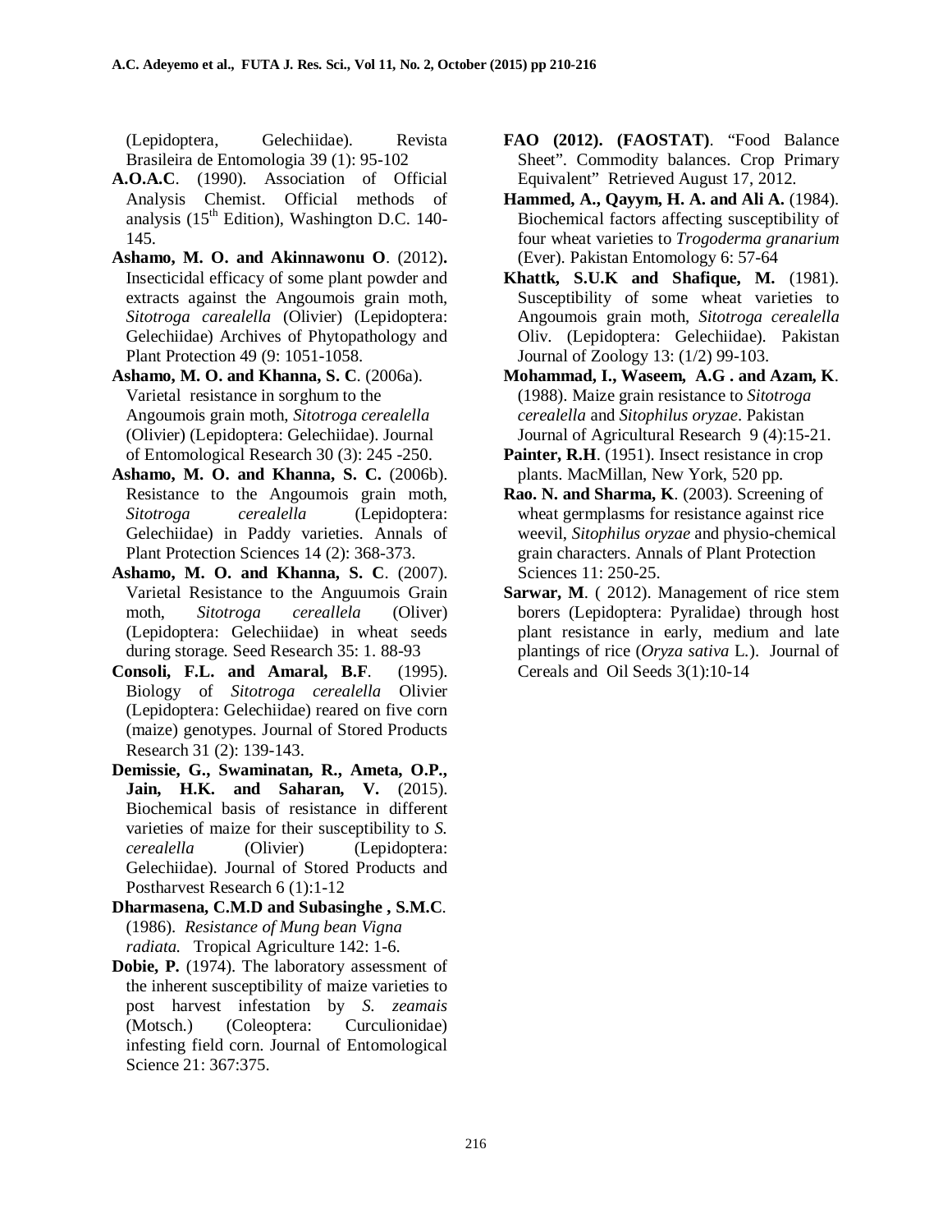(Lepidoptera, Gelechiidae). Revista Brasileira de Entomologia 39 (1): 95-102

**A.O.A.C**. (1990). Association of Official Analysis Chemist. Official methods of analysis (15th Edition), Washington D.C. 140-145.

**Ashamo, M. O. and Akinnawonu O**. (2012**).** Insecticidal efficacy of some plant powder and extracts against the Angoumois grain moth, *Sitotroga carealella* (Olivier) (Lepidoptera: Gelechiidae) Archives of Phytopathology and Plant Protection 49 (9: 1051-1058.

**Ashamo, M. O. and Khanna, S. C**. (2006a). Varietal resistance in sorghum to the Angoumois grain moth, *Sitotroga cerealella* (Olivier) (Lepidoptera: Gelechiidae). Journal of Entomological Research 30 (3): 245 -250.

**Ashamo, M. O. and Khanna, S. C.** (2006b). Resistance to the Angoumois grain moth, *Sitotroga cerealella* (Lepidoptera: Gelechiidae) in Paddy varieties. Annals of Plant Protection Sciences 14 (2): 368-373.

**Ashamo, M. O. and Khanna, S. C**. (2007). Varietal Resistance to the Anguumois Grain moth, *Sitotroga cereallela* (Oliver) (Lepidoptera: Gelechiidae) in wheat seeds during storage. Seed Research 35: 1. 88-93

**Consoli, F.L. and Amaral, B.F**. (1995). Biology of *Sitotroga cerealella* Olivier (Lepidoptera: Gelechiidae) reared on five corn (maize) genotypes. Journal of Stored Products Research 31 (2): 139-143.

**Demissie, G., Swaminatan, R., Ameta, O.P., Jain, H.K. and Saharan, V.** (2015). Biochemical basis of resistance in different varieties of maize for their susceptibility to *S. cerealella* (Olivier) (Lepidoptera: Gelechiidae). Journal of Stored Products and Postharvest Research 6 (1):1-12

**Dharmasena, C.M.D and Subasinghe , S.M.C**. (1986). *Resistance of Mung bean Vigna radiata.* Tropical Agriculture 142: 1-6.

**Dobie, P.** (1974). The laboratory assessment of the inherent susceptibility of maize varieties to post harvest infestation by *S. zeamais* (Motsch.) (Coleoptera: Curculionidae) infesting field corn. Journal of Entomological Science 21: 367:375.

**FAO (2012). (FAOSTAT)**. "Food Balance Sheet". Commodity balances. Crop Primary Equivalent" Retrieved August 17, 2012.

**Hammed, A., Qayym, H. A. and Ali A.** (1984). Biochemical factors affecting susceptibility of four wheat varieties to *Trogoderma granarium* (Ever). Pakistan Entomology 6: 57-64

**Khattk, S.U.K and Shafique, M.** (1981). Susceptibility of some wheat varieties to Angoumois grain moth, *Sitotroga cerealella* Oliv. (Lepidoptera: Gelechiidae). Pakistan Journal of Zoology 13: (1/2) 99-103.

**Mohammad, I., Waseem, A.G . and Azam, K**. (1988). Maize grain resistance to *Sitotroga cerealella* and *Sitophilus oryzae*. Pakistan Journal of Agricultural Research 9 (4):15-21.

**Painter, R.H**. (1951). Insect resistance in crop plants. MacMillan, New York, 520 pp.

**Rao. N. and Sharma, K**. (2003). Screening of wheat germplasms for resistance against rice weevil, *Sitophilus oryzae* and physio-chemical grain characters. Annals of Plant Protection Sciences 11: 250-25.

**Sarwar, M**. ( 2012). Management of rice stem borers (Lepidoptera: Pyralidae) through host plant resistance in early, medium and late plantings of rice (*Oryza sativa* L.). Journal of Cereals and Oil Seeds 3(1):10-14